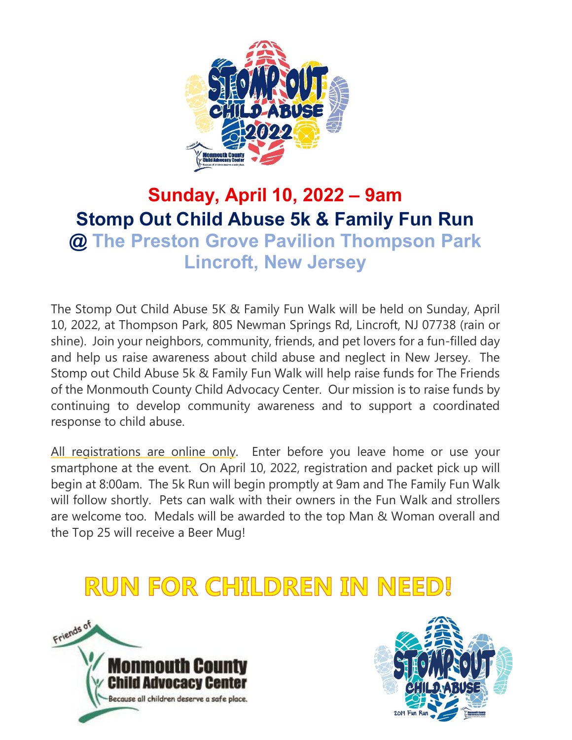**Sunday, April 10, 2022 – 9am**

# Stomp Out Child Abuse 5k & Family Fun Run

## @ The Preston Grove Pavilion Thompson Park Lincroft, New Jersey

The Stomp Out Child Abuse 5K & Family Fun Walk will be held on Sunday, April 10, 2022, at Thompson Park, 805 Newman Springs Rd, Lincroft, NJ 07738 (rain or shine). Join your neighbors, community, friends, and pet lovers for a fun-filled day and help us raise awareness about child abuse and neglect in New Jersey. The Stomp out Child Abuse 5k & Family Fun Walk will help raise funds for The Friends of the Monmouth County Child Advocacy Center. Our mission is to raise funds by continuing to develop community awareness and to support a coordinated response to child abuse.

All registrations are online only. Enter before you leave home or use your smartphone at the event. On April 10, 2022, registration and packet pick up will begin at 8:00am. The 5k Run will begin promptly at 9am and The Family Fun Walk will follow shortly. Pets can walk with their owners in the Fun Walk and strollers are welcome too. Medals will be awarded to the top Man & Woman overall and the Top 25 will receive a Beer Mug!

# RUN FOR CHILDREN IN NEED!

Friends of Monmouth County Child Advocacy Center
Because all children deserve a safe place.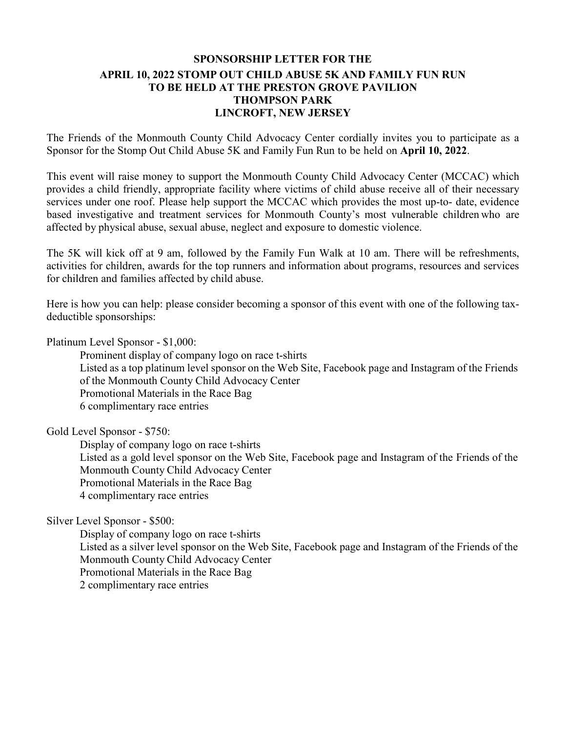# SPONSORSHIP LETTER FOR THE
# APRIL 10, 2022 STOMP OUT CHILD ABUSE 5K AND FAMILY FUN RUN
# TO BE HELD AT THE PRESTON GROVE PAVILION
# THOMPSON PARK
# LINCROFT, NEW JERSEY

The Friends of the Monmouth County Child Advocacy Center cordially invites you to participate as a Sponsor for the Stomp Out Child Abuse 5K and Family Fun Run to be held on **April 10, 2022**.

This event will raise money to support the Monmouth County Child Advocacy Center (MCCAC) which provides a child friendly, appropriate facility where victims of child abuse receive all of their necessary services under one roof. Please help support the MCCAC which provides the most up-to- date, evidence based investigative and treatment services for Monmouth County's most vulnerable children who are affected by physical abuse, sexual abuse, neglect and exposure to domestic violence.

The 5K will kick off at 9 am, followed by the Family Fun Walk at 10 am. There will be refreshments, activities for children, awards for the top runners and information about programs, resources and services for children and families affected by child abuse.

Here is how you can help: please consider becoming a sponsor of this event with one of the following tax-deductible sponsorships:

Platinum Level Sponsor - $1,000:

- Prominent display of company logo on race t-shirts
- Listed as a top platinum level sponsor on the Web Site, Facebook page and Instagram of the Friends of the Monmouth County Child Advocacy Center
- Promotional Materials in the Race Bag
- 6 complimentary race entries

Gold Level Sponsor - $750:

- Display of company logo on race t-shirts
- Listed as a gold level sponsor on the Web Site, Facebook page and Instagram of the Friends of the Monmouth County Child Advocacy Center
- Promotional Materials in the Race Bag
- 4 complimentary race entries

Silver Level Sponsor - $500:

- Display of company logo on race t-shirts
- Listed as a silver level sponsor on the Web Site, Facebook page and Instagram of the Friends of the Monmouth County Child Advocacy Center
- Promotional Materials in the Race Bag
- 2 complimentary race entries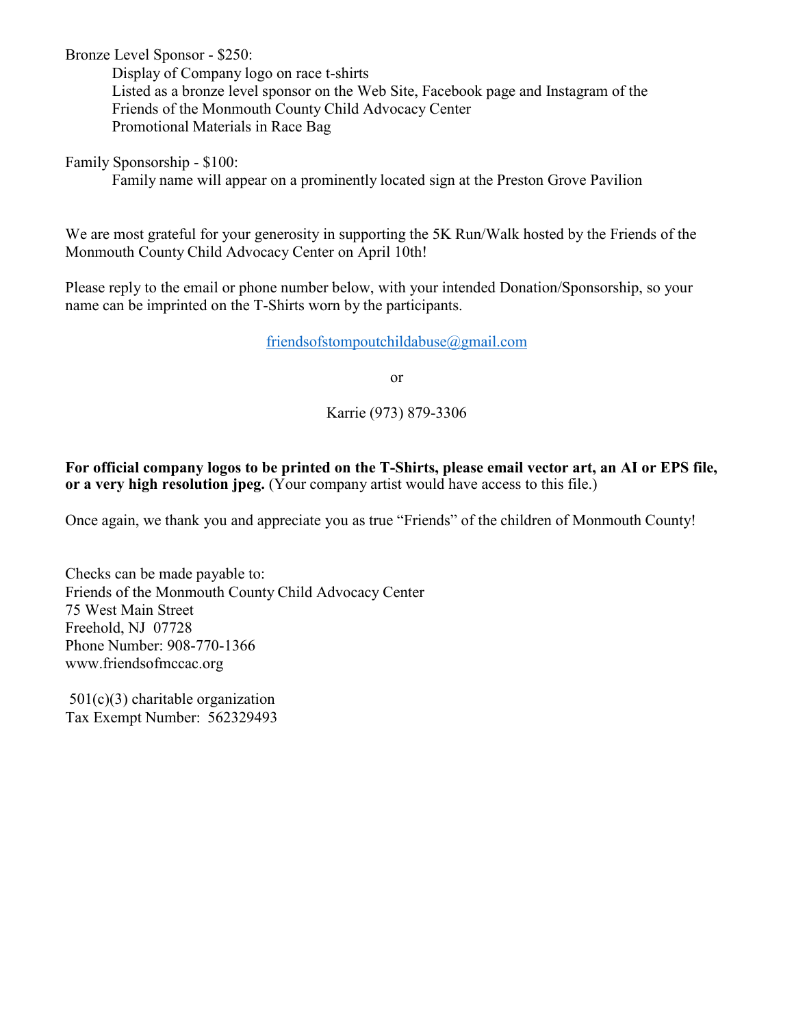Bronze Level Sponsor - $250:

- Display of Company logo on race t-shirts
- Listed as a bronze level sponsor on the Web Site, Facebook page and Instagram of the Friends of the Monmouth County Child Advocacy Center
- Promotional Materials in Race Bag

Family Sponsorship - $100:

- Family name will appear on a prominently located sign at the Preston Grove Pavilion

We are most grateful for your generosity in supporting the 5K Run/Walk hosted by the Friends of the Monmouth County Child Advocacy Center on April 10th!

Please reply to the email or phone number below, with your intended Donation/Sponsorship, so your name can be imprinted on the T-Shirts worn by the participants.

friendsofstompoutchildabuse@gmail.com

or

Karrie (973) 879-3306

**For official company logos to be printed on the T-Shirts, please email vector art, an AI or EPS file, or a very high resolution jpeg.** (Your company artist would have access to this file.)

Once again, we thank you and appreciate you as true "Friends" of the children of Monmouth County!

Checks can be made payable to:
Friends of the Monmouth County Child Advocacy Center
75 West Main Street
Freehold, NJ 07728
Phone Number: 908-770-1366
www.friendsofmccac.org

501(c)(3) charitable organization
Tax Exempt Number: 562329493